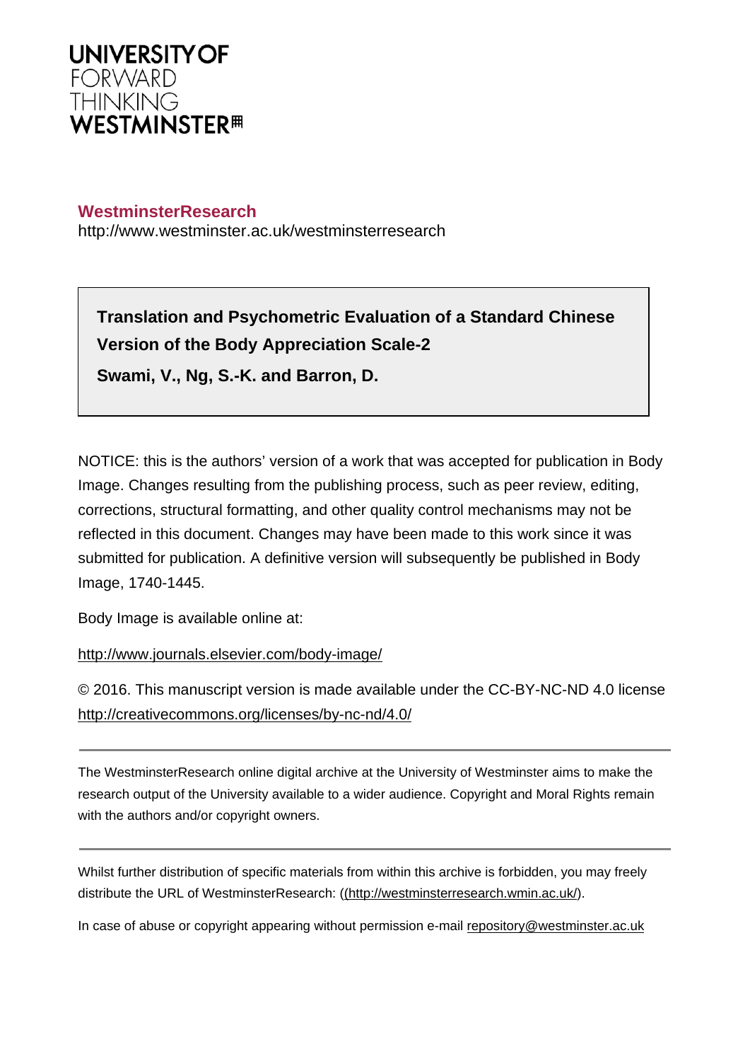**UNIVERSITY OF**
FORWARD
THINKING
**WESTMINSTER**

**WestminsterResearch**
http://www.westminster.ac.uk/westminsterresearch

**Translation and Psychometric Evaluation of a Standard Chinese Version of the Body Appreciation Scale-2**

**Swami, V., Ng, S.-K. and Barron, D.**

NOTICE: this is the authors' version of a work that was accepted for publication in Body Image. Changes resulting from the publishing process, such as peer review, editing, corrections, structural formatting, and other quality control mechanisms may not be reflected in this document. Changes may have been made to this work since it was submitted for publication. A definitive version will subsequently be published in Body Image, 1740-1445.

Body Image is available online at:

http://www.journals.elsevier.com/body-image/

© 2016. This manuscript version is made available under the CC-BY-NC-ND 4.0 license http://creativecommons.org/licenses/by-nc-nd/4.0/

---

The WestminsterResearch online digital archive at the University of Westminster aims to make the research output of the University available to a wider audience. Copyright and Moral Rights remain with the authors and/or copyright owners.

---

Whilst further distribution of specific materials from within this archive is forbidden, you may freely distribute the URL of WestminsterResearch: ((http://westminsterresearch.wmin.ac.uk/).

In case of abuse or copyright appearing without permission e-mail repository@westminster.ac.uk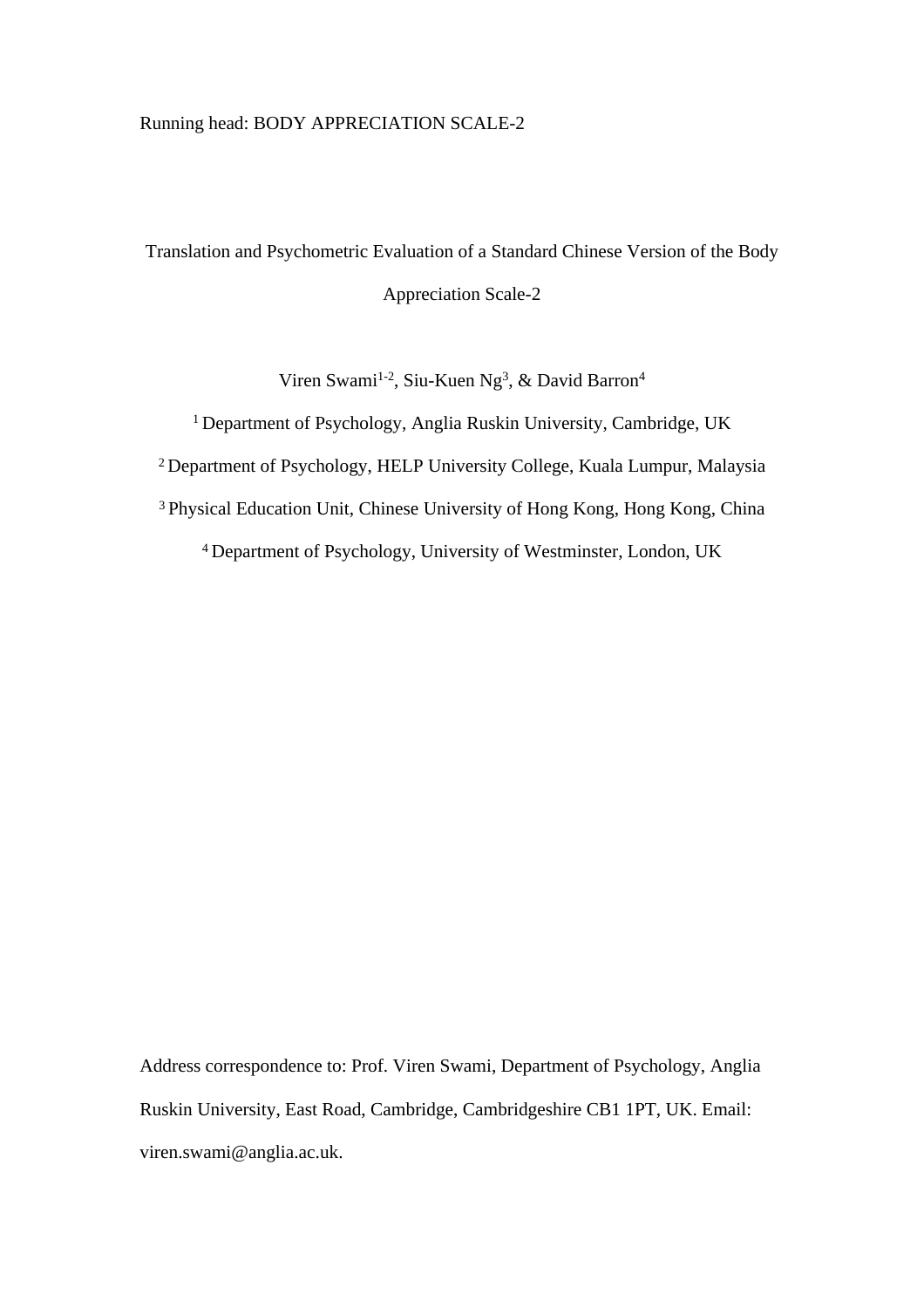Running head: BODY APPRECIATION SCALE-2

# Translation and Psychometric Evaluation of a Standard Chinese Version of the Body Appreciation Scale-2

Viren Swami[1-2], Siu-Kuen Ng[3], & David Barron[4]

[1] Department of Psychology, Anglia Ruskin University, Cambridge, UK

[2] Department of Psychology, HELP University College, Kuala Lumpur, Malaysia

[3] Physical Education Unit, Chinese University of Hong Kong, Hong Kong, China

[4] Department of Psychology, University of Westminster, London, UK

Address correspondence to: Prof. Viren Swami, Department of Psychology, Anglia Ruskin University, East Road, Cambridge, Cambridgeshire CB1 1PT, UK. Email: viren.swami@anglia.ac.uk.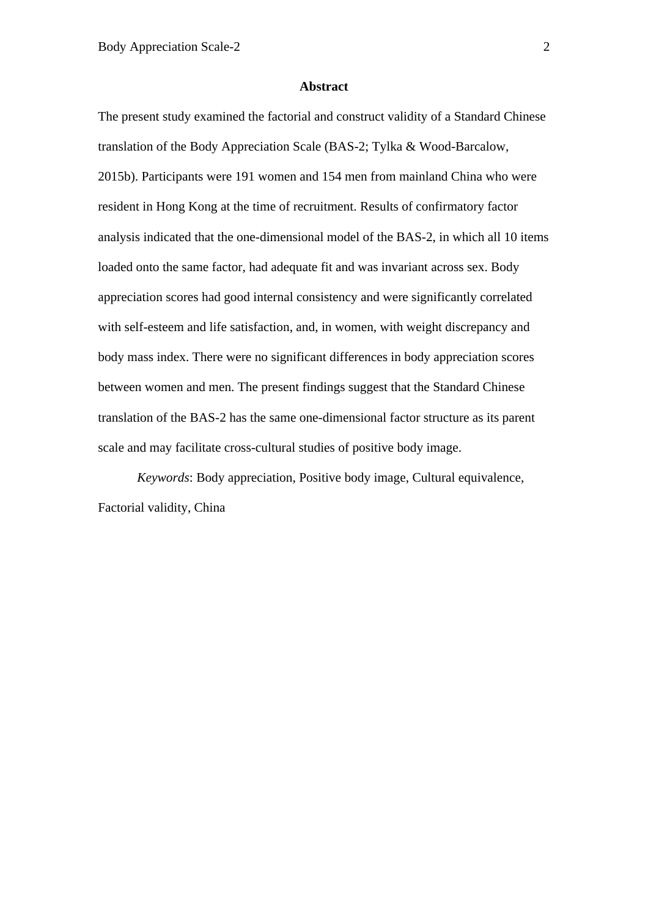## Abstract

The present study examined the factorial and construct validity of a Standard Chinese translation of the Body Appreciation Scale (BAS-2; Tylka & Wood-Barcalow, 2015b). Participants were 191 women and 154 men from mainland China who were resident in Hong Kong at the time of recruitment. Results of confirmatory factor analysis indicated that the one-dimensional model of the BAS-2, in which all 10 items loaded onto the same factor, had adequate fit and was invariant across sex. Body appreciation scores had good internal consistency and were significantly correlated with self-esteem and life satisfaction, and, in women, with weight discrepancy and body mass index. There were no significant differences in body appreciation scores between women and men. The present findings suggest that the Standard Chinese translation of the BAS-2 has the same one-dimensional factor structure as its parent scale and may facilitate cross-cultural studies of positive body image.

*Keywords*: Body appreciation, Positive body image, Cultural equivalence, Factorial validity, China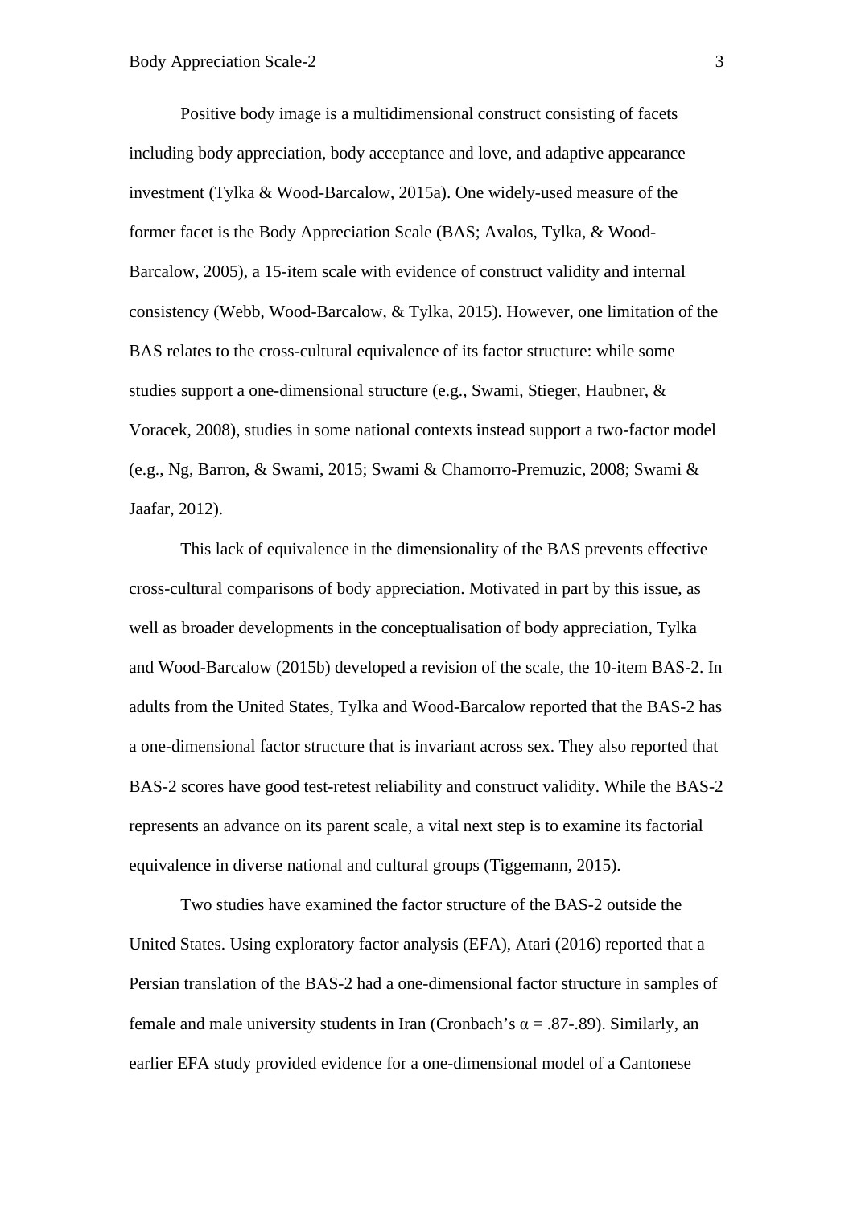Positive body image is a multidimensional construct consisting of facets including body appreciation, body acceptance and love, and adaptive appearance investment (Tylka & Wood-Barcalow, 2015a). One widely-used measure of the former facet is the Body Appreciation Scale (BAS; Avalos, Tylka, & Wood-Barcalow, 2005), a 15-item scale with evidence of construct validity and internal consistency (Webb, Wood-Barcalow, & Tylka, 2015). However, one limitation of the BAS relates to the cross-cultural equivalence of its factor structure: while some studies support a one-dimensional structure (e.g., Swami, Stieger, Haubner, & Voracek, 2008), studies in some national contexts instead support a two-factor model (e.g., Ng, Barron, & Swami, 2015; Swami & Chamorro-Premuzic, 2008; Swami & Jaafar, 2012).

This lack of equivalence in the dimensionality of the BAS prevents effective cross-cultural comparisons of body appreciation. Motivated in part by this issue, as well as broader developments in the conceptualisation of body appreciation, Tylka and Wood-Barcalow (2015b) developed a revision of the scale, the 10-item BAS-2. In adults from the United States, Tylka and Wood-Barcalow reported that the BAS-2 has a one-dimensional factor structure that is invariant across sex. They also reported that BAS-2 scores have good test-retest reliability and construct validity. While the BAS-2 represents an advance on its parent scale, a vital next step is to examine its factorial equivalence in diverse national and cultural groups (Tiggemann, 2015).

Two studies have examined the factor structure of the BAS-2 outside the United States. Using exploratory factor analysis (EFA), Atari (2016) reported that a Persian translation of the BAS-2 had a one-dimensional factor structure in samples of female and male university students in Iran (Cronbach's $\alpha$ = .87-.89). Similarly, an earlier EFA study provided evidence for a one-dimensional model of a Cantonese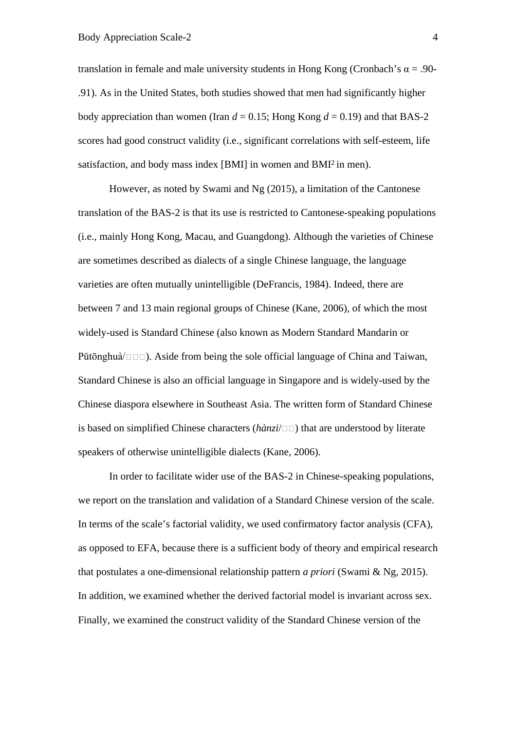translation in female and male university students in Hong Kong (Cronbach's α = .90-.91). As in the United States, both studies showed that men had significantly higher body appreciation than women (Iran *d* = 0.15; Hong Kong *d* = 0.19) and that BAS-2 scores had good construct validity (i.e., significant correlations with self-esteem, life satisfaction, and body mass index [BMI] in women and BMI[2] in men).

However, as noted by Swami and Ng (2015), a limitation of the Cantonese translation of the BAS-2 is that its use is restricted to Cantonese-speaking populations (i.e., mainly Hong Kong, Macau, and Guangdong). Although the varieties of Chinese are sometimes described as dialects of a single Chinese language, the language varieties are often mutually unintelligible (DeFrancis, 1984). Indeed, there are between 7 and 13 main regional groups of Chinese (Kane, 2006), of which the most widely-used is Standard Chinese (also known as Modern Standard Mandarin or Pǔtōnghuà/□□□). Aside from being the sole official language of China and Taiwan, Standard Chinese is also an official language in Singapore and is widely-used by the Chinese diaspora elsewhere in Southeast Asia. The written form of Standard Chinese is based on simplified Chinese characters (*hànzi*/□□) that are understood by literate speakers of otherwise unintelligible dialects (Kane, 2006).

In order to facilitate wider use of the BAS-2 in Chinese-speaking populations, we report on the translation and validation of a Standard Chinese version of the scale. In terms of the scale's factorial validity, we used confirmatory factor analysis (CFA), as opposed to EFA, because there is a sufficient body of theory and empirical research that postulates a one-dimensional relationship pattern *a priori* (Swami & Ng, 2015). In addition, we examined whether the derived factorial model is invariant across sex. Finally, we examined the construct validity of the Standard Chinese version of the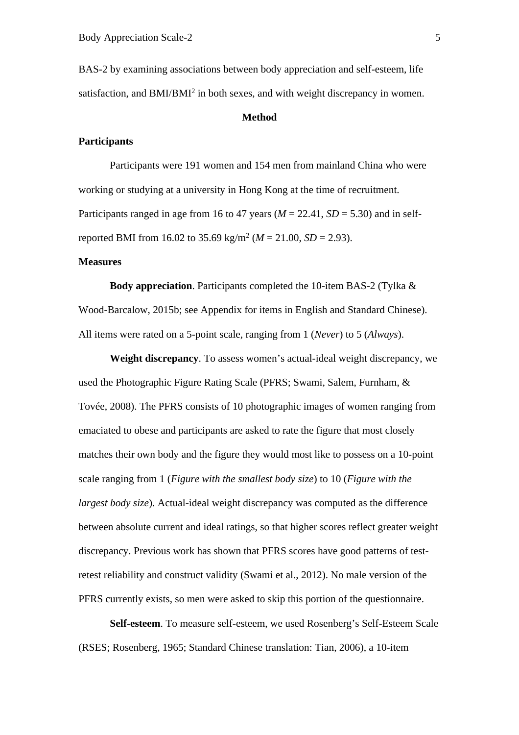BAS-2 by examining associations between body appreciation and self-esteem, life satisfaction, and BMI/BMI$^2$ in both sexes, and with weight discrepancy in women.

## Method

### Participants

Participants were 191 women and 154 men from mainland China who were working or studying at a university in Hong Kong at the time of recruitment. Participants ranged in age from 16 to 47 years ($M$ = 22.41, $SD$ = 5.30) and in self-reported BMI from 16.02 to 35.69 kg/m$^2$ ($M$ = 21.00, $SD$ = 2.93).

### Measures

**Body appreciation**. Participants completed the 10-item BAS-2 (Tylka & Wood-Barcalow, 2015b; see Appendix for items in English and Standard Chinese). All items were rated on a 5-point scale, ranging from 1 (*Never*) to 5 (*Always*).

**Weight discrepancy**. To assess women's actual-ideal weight discrepancy, we used the Photographic Figure Rating Scale (PFRS; Swami, Salem, Furnham, & Tovée, 2008). The PFRS consists of 10 photographic images of women ranging from emaciated to obese and participants are asked to rate the figure that most closely matches their own body and the figure they would most like to possess on a 10-point scale ranging from 1 (*Figure with the smallest body size*) to 10 (*Figure with the largest body size*). Actual-ideal weight discrepancy was computed as the difference between absolute current and ideal ratings, so that higher scores reflect greater weight discrepancy. Previous work has shown that PFRS scores have good patterns of test-retest reliability and construct validity (Swami et al., 2012). No male version of the PFRS currently exists, so men were asked to skip this portion of the questionnaire.

**Self-esteem**. To measure self-esteem, we used Rosenberg's Self-Esteem Scale (RSES; Rosenberg, 1965; Standard Chinese translation: Tian, 2006), a 10-item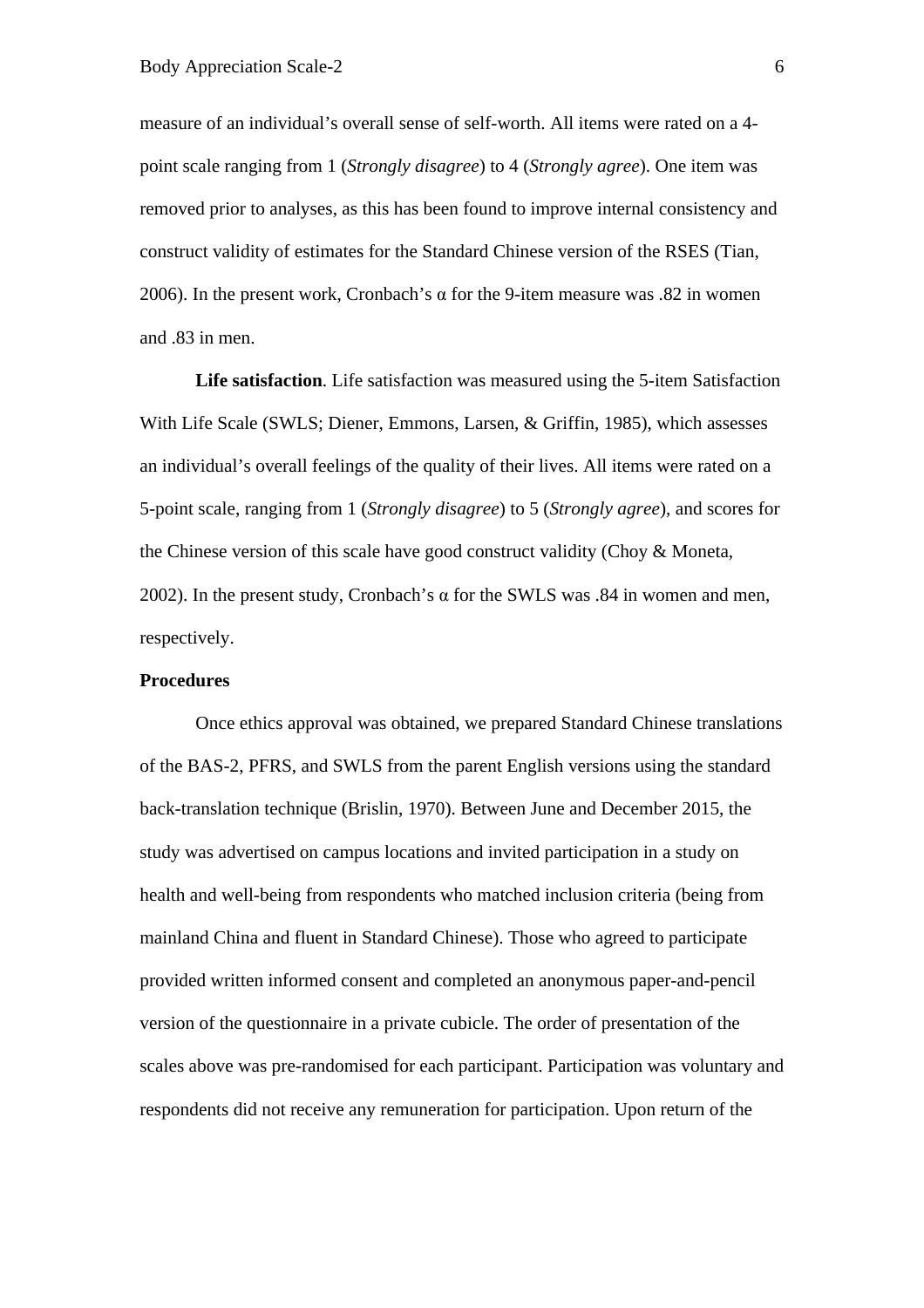measure of an individual's overall sense of self-worth. All items were rated on a 4-point scale ranging from 1 (*Strongly disagree*) to 4 (*Strongly agree*). One item was removed prior to analyses, as this has been found to improve internal consistency and construct validity of estimates for the Standard Chinese version of the RSES (Tian, 2006). In the present work, Cronbach's α for the 9-item measure was .82 in women and .83 in men.

**Life satisfaction**. Life satisfaction was measured using the 5-item Satisfaction With Life Scale (SWLS; Diener, Emmons, Larsen, & Griffin, 1985), which assesses an individual's overall feelings of the quality of their lives. All items were rated on a 5-point scale, ranging from 1 (*Strongly disagree*) to 5 (*Strongly agree*), and scores for the Chinese version of this scale have good construct validity (Choy & Moneta, 2002). In the present study, Cronbach's α for the SWLS was .84 in women and men, respectively.

### Procedures

Once ethics approval was obtained, we prepared Standard Chinese translations of the BAS-2, PFRS, and SWLS from the parent English versions using the standard back-translation technique (Brislin, 1970). Between June and December 2015, the study was advertised on campus locations and invited participation in a study on health and well-being from respondents who matched inclusion criteria (being from mainland China and fluent in Standard Chinese). Those who agreed to participate provided written informed consent and completed an anonymous paper-and-pencil version of the questionnaire in a private cubicle. The order of presentation of the scales above was pre-randomised for each participant. Participation was voluntary and respondents did not receive any remuneration for participation. Upon return of the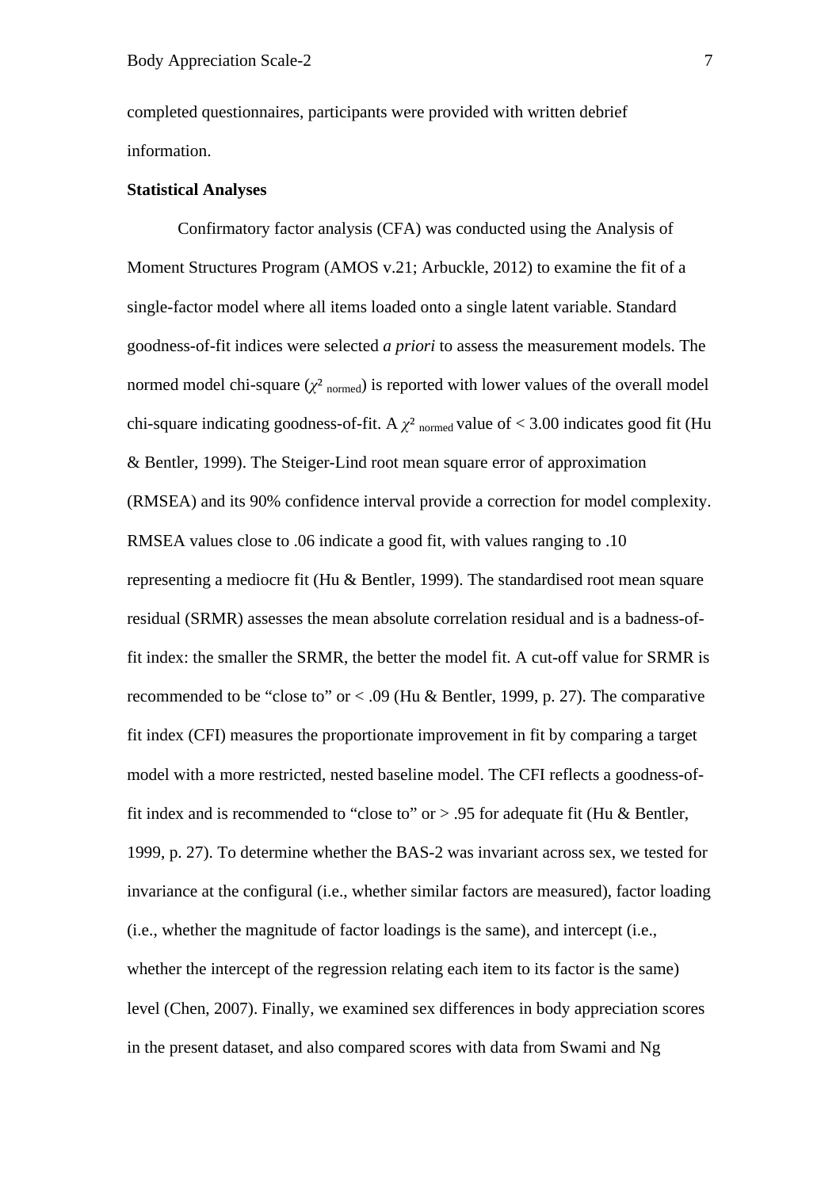completed questionnaires, participants were provided with written debrief information.

**Statistical Analyses**

Confirmatory factor analysis (CFA) was conducted using the Analysis of Moment Structures Program (AMOS v.21; Arbuckle, 2012) to examine the fit of a single-factor model where all items loaded onto a single latent variable. Standard goodness-of-fit indices were selected *a priori* to assess the measurement models. The normed model chi-square ($\chi^2_{\text{normed}}$) is reported with lower values of the overall model chi-square indicating goodness-of-fit. A $\chi^2_{\text{normed}}$ value of < 3.00 indicates good fit (Hu & Bentler, 1999). The Steiger-Lind root mean square error of approximation (RMSEA) and its 90% confidence interval provide a correction for model complexity. RMSEA values close to .06 indicate a good fit, with values ranging to .10 representing a mediocre fit (Hu & Bentler, 1999). The standardised root mean square residual (SRMR) assesses the mean absolute correlation residual and is a badness-of-fit index: the smaller the SRMR, the better the model fit. A cut-off value for SRMR is recommended to be "close to" or < .09 (Hu & Bentler, 1999, p. 27). The comparative fit index (CFI) measures the proportionate improvement in fit by comparing a target model with a more restricted, nested baseline model. The CFI reflects a goodness-of-fit index and is recommended to "close to" or > .95 for adequate fit (Hu & Bentler, 1999, p. 27). To determine whether the BAS-2 was invariant across sex, we tested for invariance at the configural (i.e., whether similar factors are measured), factor loading (i.e., whether the magnitude of factor loadings is the same), and intercept (i.e., whether the intercept of the regression relating each item to its factor is the same) level (Chen, 2007). Finally, we examined sex differences in body appreciation scores in the present dataset, and also compared scores with data from Swami and Ng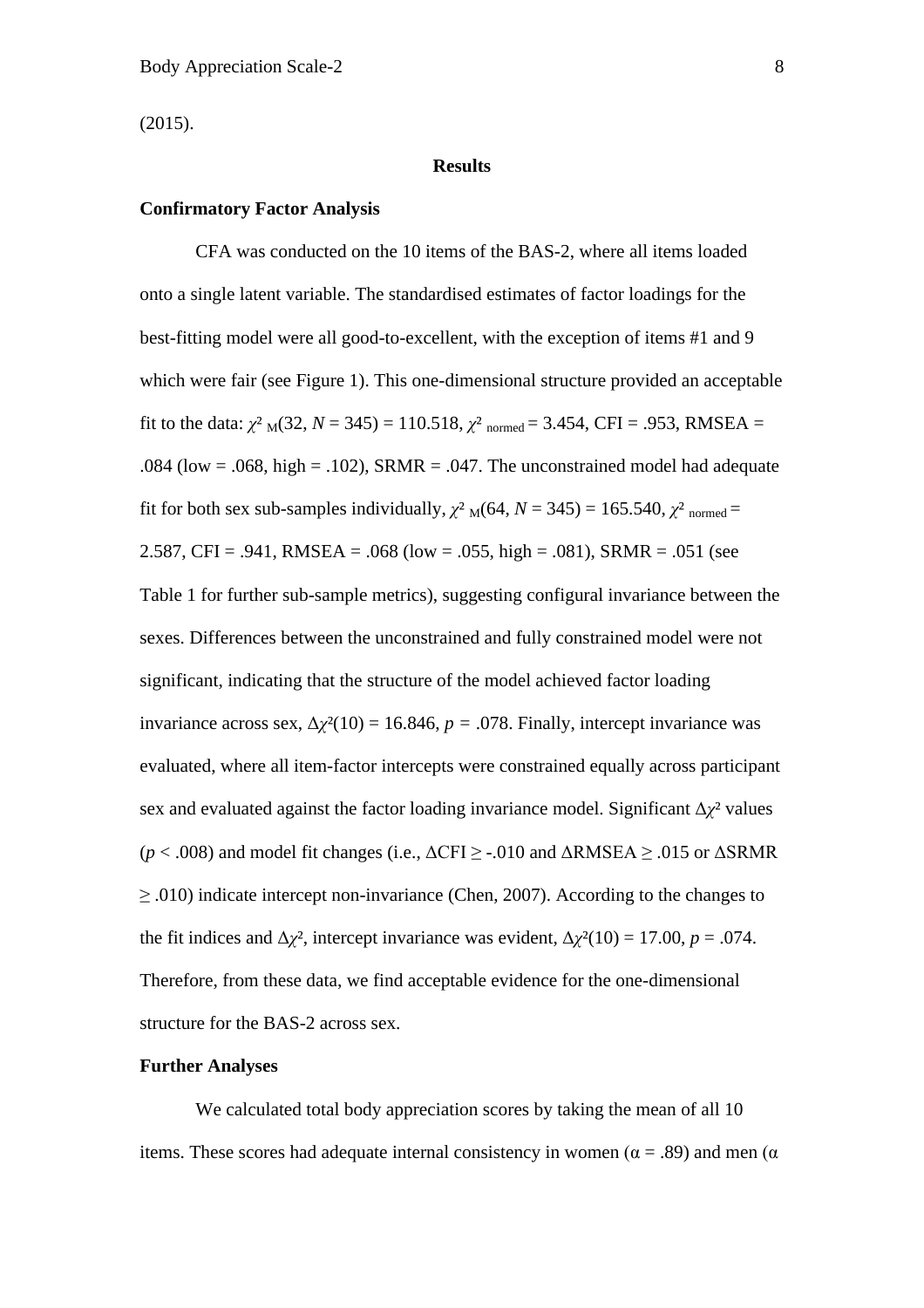(2015).

## Results

### Confirmatory Factor Analysis

CFA was conducted on the 10 items of the BAS-2, where all items loaded onto a single latent variable. The standardised estimates of factor loadings for the best-fitting model were all good-to-excellent, with the exception of items #1 and 9 which were fair (see Figure 1). This one-dimensional structure provided an acceptable fit to the data: $\chi^2_{M}(32, N = 345) = 110.518$, $\chi^2_{normed} = 3.454$, CFI = .953, RMSEA = .084 (low = .068, high = .102), SRMR = .047. The unconstrained model had adequate fit for both sex sub-samples individually, $\chi^2_{M}(64, N = 345) = 165.540$, $\chi^2_{normed} = 2.587$, CFI = .941, RMSEA = .068 (low = .055, high = .081), SRMR = .051 (see Table 1 for further sub-sample metrics), suggesting configural invariance between the sexes. Differences between the unconstrained and fully constrained model were not significant, indicating that the structure of the model achieved factor loading invariance across sex, $\Delta\chi^2(10) = 16.846$, $p = .078$. Finally, intercept invariance was evaluated, where all item-factor intercepts were constrained equally across participant sex and evaluated against the factor loading invariance model. Significant $\Delta\chi^2$ values ($p < .008$) and model fit changes (i.e., $\Delta$CFI $\geq$ -.010 and $\Delta$RMSEA $\geq$ .015 or $\Delta$SRMR $\geq$ .010) indicate intercept non-invariance (Chen, 2007). According to the changes to the fit indices and $\Delta\chi^2$, intercept invariance was evident, $\Delta\chi^2(10) = 17.00$, $p = .074$. Therefore, from these data, we find acceptable evidence for the one-dimensional structure for the BAS-2 across sex.

### Further Analyses

We calculated total body appreciation scores by taking the mean of all 10 items. These scores had adequate internal consistency in women ($\alpha = .89$) and men ($\alpha$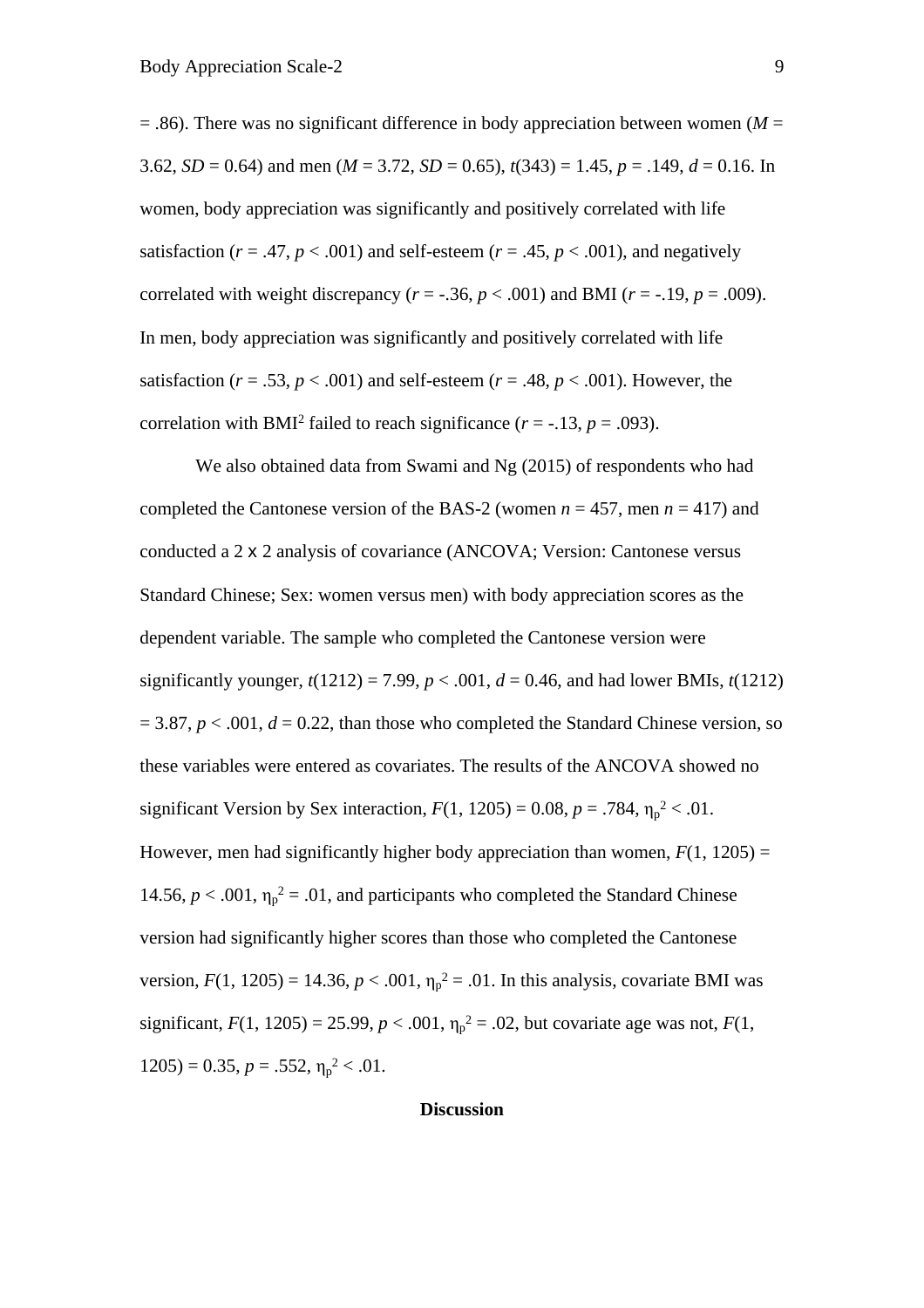= .86). There was no significant difference in body appreciation between women (*M* = 3.62, *SD* = 0.64) and men (*M* = 3.72, *SD* = 0.65), $t(343) = 1.45$, $p = .149$, $d = 0.16$. In women, body appreciation was significantly and positively correlated with life satisfaction ($r = .47$, $p < .001$) and self-esteem ($r = .45$, $p < .001$), and negatively correlated with weight discrepancy ($r = -.36$, $p < .001$) and BMI ($r = -.19$, $p = .009$). In men, body appreciation was significantly and positively correlated with life satisfaction ($r = .53$, $p < .001$) and self-esteem ($r = .48$, $p < .001$). However, the correlation with BMI[2] failed to reach significance ($r = -.13$, $p = .093$).

We also obtained data from Swami and Ng (2015) of respondents who had completed the Cantonese version of the BAS-2 (women $n = 457$, men $n = 417$) and conducted a 2 x 2 analysis of covariance (ANCOVA; Version: Cantonese versus Standard Chinese; Sex: women versus men) with body appreciation scores as the dependent variable. The sample who completed the Cantonese version were significantly younger, $t(1212) = 7.99$, $p < .001$, $d = 0.46$, and had lower BMIs, $t(1212) = 3.87$, $p < .001$, $d = 0.22$, than those who completed the Standard Chinese version, so these variables were entered as covariates. The results of the ANCOVA showed no significant Version by Sex interaction, $F(1, 1205) = 0.08$, $p = .784$, $\eta_p^2 < .01$. However, men had significantly higher body appreciation than women, $F(1, 1205) = 14.56$, $p < .001$, $\eta_p^2 = .01$, and participants who completed the Standard Chinese version had significantly higher scores than those who completed the Cantonese version, $F(1, 1205) = 14.36$, $p < .001$, $\eta_p^2 = .01$. In this analysis, covariate BMI was significant, $F(1, 1205) = 25.99$, $p < .001$, $\eta_p^2 = .02$, but covariate age was not, $F(1, 1205) = 0.35$, $p = .552$, $\eta_p^2 < .01$.

## Discussion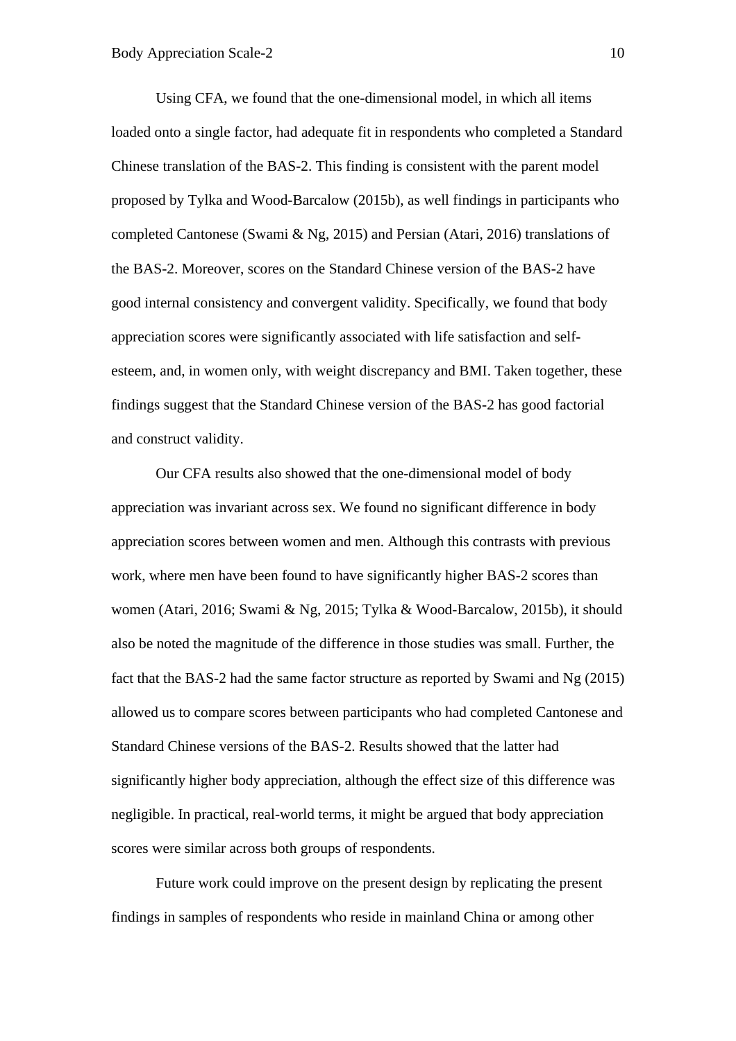Using CFA, we found that the one-dimensional model, in which all items loaded onto a single factor, had adequate fit in respondents who completed a Standard Chinese translation of the BAS-2. This finding is consistent with the parent model proposed by Tylka and Wood-Barcalow (2015b), as well findings in participants who completed Cantonese (Swami & Ng, 2015) and Persian (Atari, 2016) translations of the BAS-2. Moreover, scores on the Standard Chinese version of the BAS-2 have good internal consistency and convergent validity. Specifically, we found that body appreciation scores were significantly associated with life satisfaction and self-esteem, and, in women only, with weight discrepancy and BMI. Taken together, these findings suggest that the Standard Chinese version of the BAS-2 has good factorial and construct validity.

Our CFA results also showed that the one-dimensional model of body appreciation was invariant across sex. We found no significant difference in body appreciation scores between women and men. Although this contrasts with previous work, where men have been found to have significantly higher BAS-2 scores than women (Atari, 2016; Swami & Ng, 2015; Tylka & Wood-Barcalow, 2015b), it should also be noted the magnitude of the difference in those studies was small. Further, the fact that the BAS-2 had the same factor structure as reported by Swami and Ng (2015) allowed us to compare scores between participants who had completed Cantonese and Standard Chinese versions of the BAS-2. Results showed that the latter had significantly higher body appreciation, although the effect size of this difference was negligible. In practical, real-world terms, it might be argued that body appreciation scores were similar across both groups of respondents.

Future work could improve on the present design by replicating the present findings in samples of respondents who reside in mainland China or among other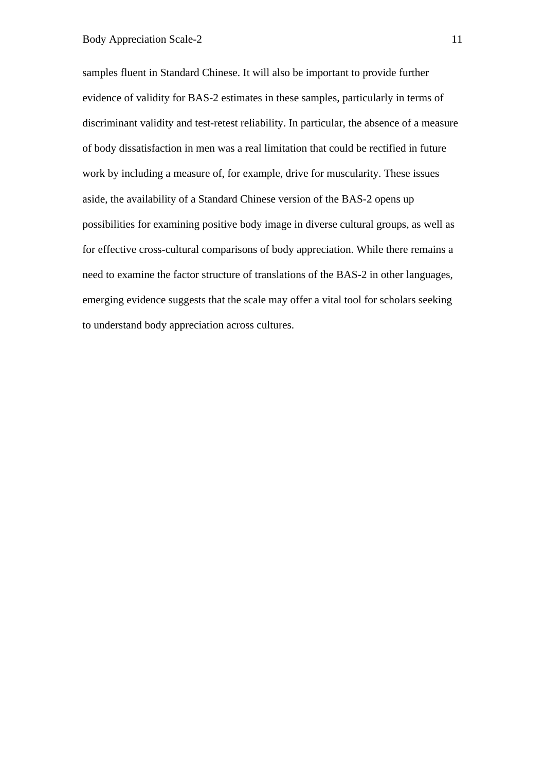samples fluent in Standard Chinese. It will also be important to provide further evidence of validity for BAS-2 estimates in these samples, particularly in terms of discriminant validity and test-retest reliability. In particular, the absence of a measure of body dissatisfaction in men was a real limitation that could be rectified in future work by including a measure of, for example, drive for muscularity. These issues aside, the availability of a Standard Chinese version of the BAS-2 opens up possibilities for examining positive body image in diverse cultural groups, as well as for effective cross-cultural comparisons of body appreciation. While there remains a need to examine the factor structure of translations of the BAS-2 in other languages, emerging evidence suggests that the scale may offer a vital tool for scholars seeking to understand body appreciation across cultures.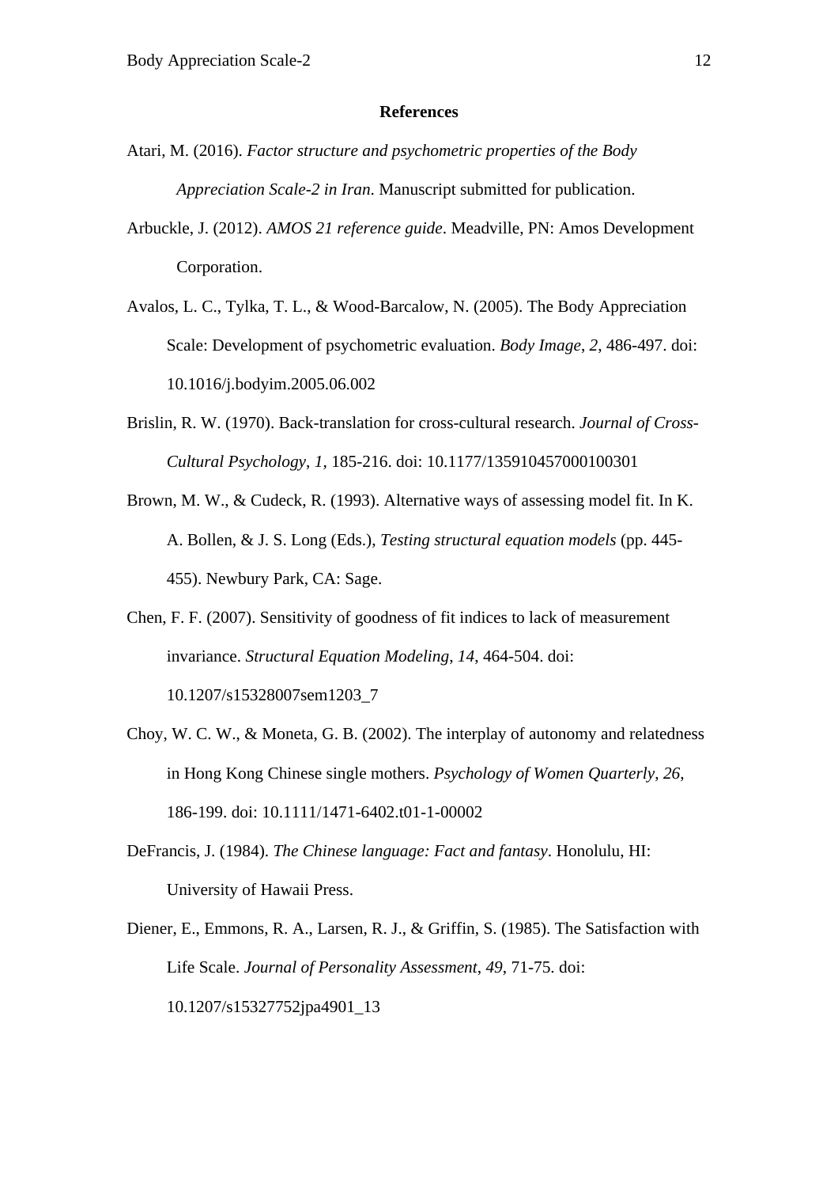## References

Atari, M. (2016). *Factor structure and psychometric properties of the Body Appreciation Scale-2 in Iran*. Manuscript submitted for publication.

Arbuckle, J. (2012). *AMOS 21 reference guide*. Meadville, PN: Amos Development Corporation.

Avalos, L. C., Tylka, T. L., & Wood-Barcalow, N. (2005). The Body Appreciation Scale: Development of psychometric evaluation. *Body Image*, *2*, 486-497. doi: 10.1016/j.bodyim.2005.06.002

Brislin, R. W. (1970). Back-translation for cross-cultural research. *Journal of Cross-Cultural Psychology*, *1*, 185-216. doi: 10.1177/135910457000100301

Brown, M. W., & Cudeck, R. (1993). Alternative ways of assessing model fit. In K. A. Bollen, & J. S. Long (Eds.), *Testing structural equation models* (pp. 445-455). Newbury Park, CA: Sage.

Chen, F. F. (2007). Sensitivity of goodness of fit indices to lack of measurement invariance. *Structural Equation Modeling*, *14*, 464-504. doi: 10.1207/s15328007sem1203_7

Choy, W. C. W., & Moneta, G. B. (2002). The interplay of autonomy and relatedness in Hong Kong Chinese single mothers. *Psychology of Women Quarterly*, *26*, 186-199. doi: 10.1111/1471-6402.t01-1-00002

DeFrancis, J. (1984). *The Chinese language: Fact and fantasy*. Honolulu, HI: University of Hawaii Press.

Diener, E., Emmons, R. A., Larsen, R. J., & Griffin, S. (1985). The Satisfaction with Life Scale. *Journal of Personality Assessment*, *49*, 71-75. doi: 10.1207/s15327752jpa4901_13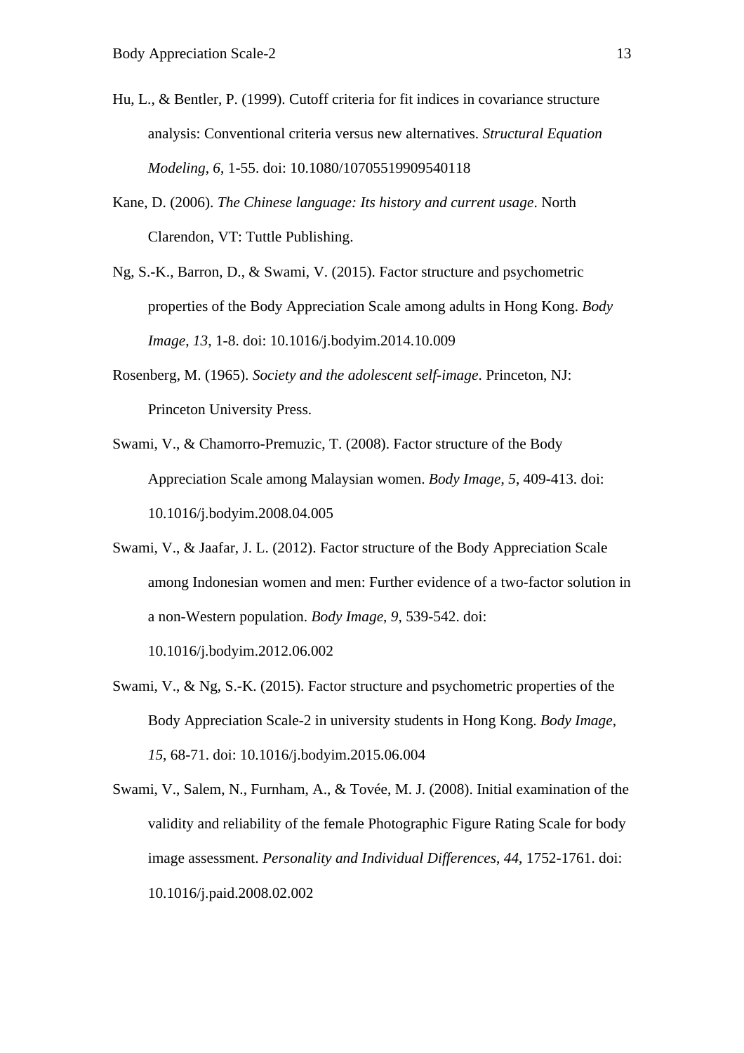Hu, L., & Bentler, P. (1999). Cutoff criteria for fit indices in covariance structure analysis: Conventional criteria versus new alternatives. *Structural Equation Modeling*, *6*, 1-55. doi: 10.1080/10705519909540118

Kane, D. (2006). *The Chinese language: Its history and current usage*. North Clarendon, VT: Tuttle Publishing.

Ng, S.-K., Barron, D., & Swami, V. (2015). Factor structure and psychometric properties of the Body Appreciation Scale among adults in Hong Kong. *Body Image*, *13*, 1-8. doi: 10.1016/j.bodyim.2014.10.009

Rosenberg, M. (1965). *Society and the adolescent self-image*. Princeton, NJ: Princeton University Press.

Swami, V., & Chamorro-Premuzic, T. (2008). Factor structure of the Body Appreciation Scale among Malaysian women. *Body Image*, *5*, 409-413. doi: 10.1016/j.bodyim.2008.04.005

Swami, V., & Jaafar, J. L. (2012). Factor structure of the Body Appreciation Scale among Indonesian women and men: Further evidence of a two-factor solution in a non-Western population. *Body Image*, *9*, 539-542. doi: 10.1016/j.bodyim.2012.06.002

Swami, V., & Ng, S.-K. (2015). Factor structure and psychometric properties of the Body Appreciation Scale-2 in university students in Hong Kong. *Body Image*, *15*, 68-71. doi: 10.1016/j.bodyim.2015.06.004

Swami, V., Salem, N., Furnham, A., & Tovée, M. J. (2008). Initial examination of the validity and reliability of the female Photographic Figure Rating Scale for body image assessment. *Personality and Individual Differences*, *44*, 1752-1761. doi: 10.1016/j.paid.2008.02.002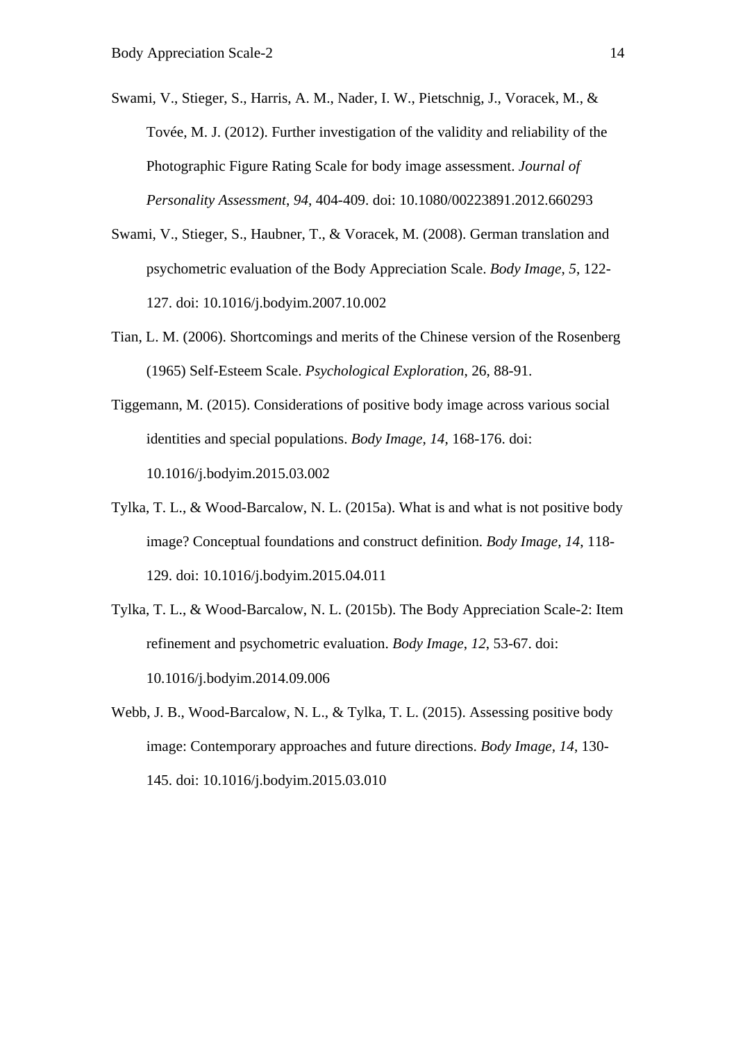Swami, V., Stieger, S., Harris, A. M., Nader, I. W., Pietschnig, J., Voracek, M., & Tovée, M. J. (2012). Further investigation of the validity and reliability of the Photographic Figure Rating Scale for body image assessment. *Journal of Personality Assessment*, *94*, 404-409. doi: 10.1080/00223891.2012.660293

Swami, V., Stieger, S., Haubner, T., & Voracek, M. (2008). German translation and psychometric evaluation of the Body Appreciation Scale. *Body Image*, *5*, 122-127. doi: 10.1016/j.bodyim.2007.10.002

Tian, L. M. (2006). Shortcomings and merits of the Chinese version of the Rosenberg (1965) Self-Esteem Scale. *Psychological Exploration*, 26, 88-91.

Tiggemann, M. (2015). Considerations of positive body image across various social identities and special populations. *Body Image*, *14*, 168-176. doi: 10.1016/j.bodyim.2015.03.002

Tylka, T. L., & Wood-Barcalow, N. L. (2015a). What is and what is not positive body image? Conceptual foundations and construct definition. *Body Image, 14*, 118-129. doi: 10.1016/j.bodyim.2015.04.011

Tylka, T. L., & Wood-Barcalow, N. L. (2015b). The Body Appreciation Scale-2: Item refinement and psychometric evaluation. *Body Image*, *12*, 53-67. doi: 10.1016/j.bodyim.2014.09.006

Webb, J. B., Wood-Barcalow, N. L., & Tylka, T. L. (2015). Assessing positive body image: Contemporary approaches and future directions. *Body Image, 14*, 130-145. doi: 10.1016/j.bodyim.2015.03.010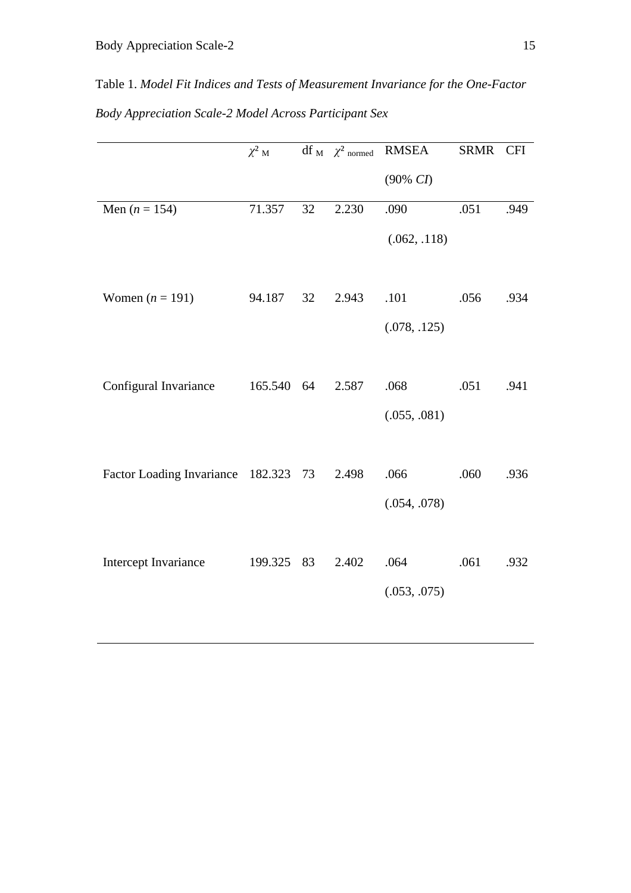Table 1. *Model Fit Indices and Tests of Measurement Invariance for the One-Factor Body Appreciation Scale-2 Model Across Participant Sex*

| | $\chi^2_{M}$ | df $_{M}$ | $\chi^2_{normed}$ | RMSEA (90% *CI*) | SRMR | CFI |
|---|---|---|---|---|---|---|
| Men (*n* = 154) | 71.357 | 32 | 2.230 | .090 (.062, .118) | .051 | .949 |
| Women (*n* = 191) | 94.187 | 32 | 2.943 | .101 (.078, .125) | .056 | .934 |
| Configural Invariance | 165.540 | 64 | 2.587 | .068 (.055, .081) | .051 | .941 |
| Factor Loading Invariance | 182.323 | 73 | 2.498 | .066 (.054, .078) | .060 | .936 |
| Intercept Invariance | 199.325 | 83 | 2.402 | .064 (.053, .075) | .061 | .932 |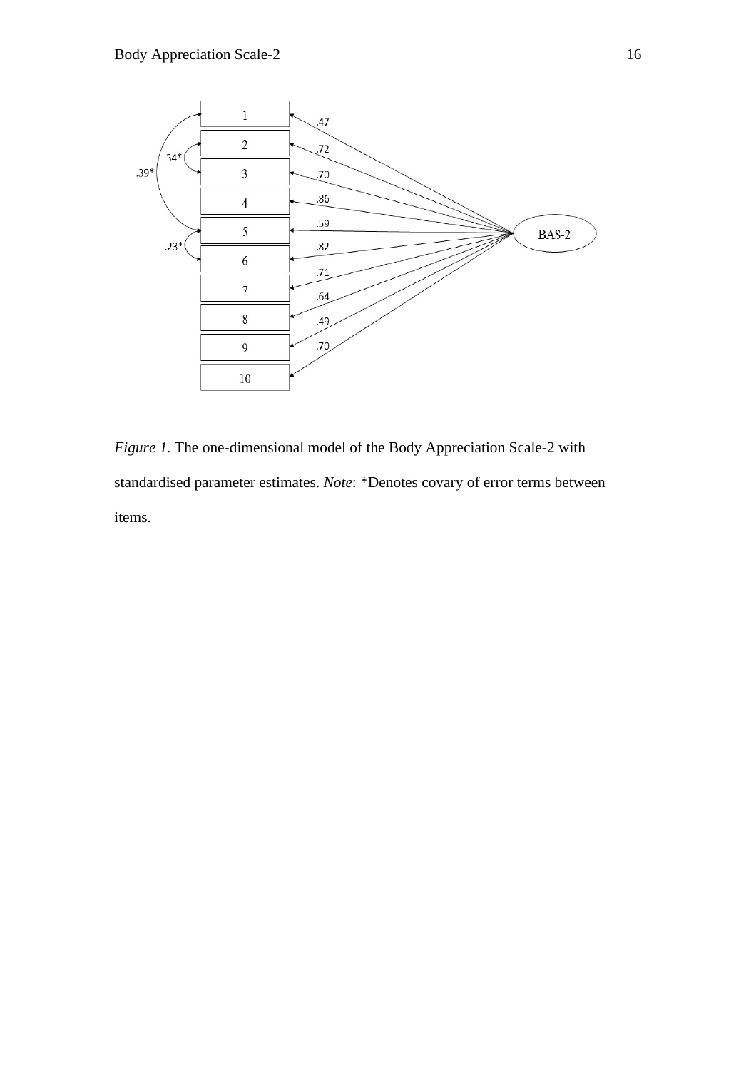*Figure 1*. The one-dimensional model of the Body Appreciation Scale-2 with standardised parameter estimates. *Note*: *Denotes covary of error terms between items.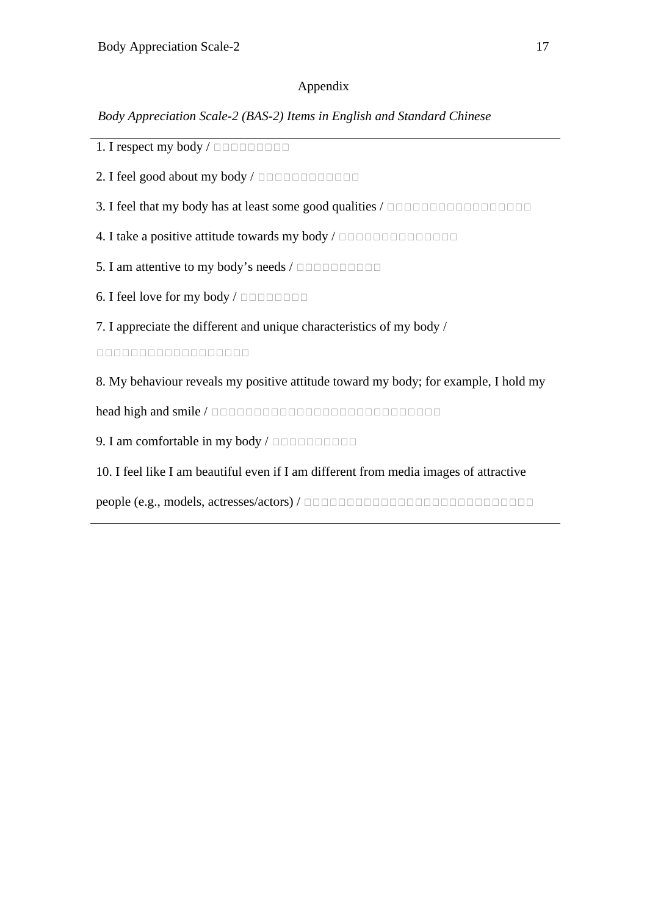## Appendix

*Body Appreciation Scale-2 (BAS-2) Items in English and Standard Chinese*

1. I respect my body / □□□□□□□□□□

2. I feel good about my body / □□□□□□□□□□□□

3. I feel that my body has at least some good qualities / □□□□□□□□□□□□□□□□□□□

4. I take a positive attitude towards my body / □□□□□□□□□□□□□□□□

5. I am attentive to my body's needs / □□□□□□□□□□□□

6. I feel love for my body / □□□□□□□□□

7. I appreciate the different and unique characteristics of my body / □□□□□□□□□□□□□□□□□□□□□

8. My behaviour reveals my positive attitude toward my body; for example, I hold my head high and smile / □□□□□□□□□□□□□□□□□□□□□□□□□□□□□□□

9. I am comfortable in my body / □□□□□□□□□□□□

10. I feel like I am beautiful even if I am different from media images of attractive people (e.g., models, actresses/actors) / □□□□□□□□□□□□□□□□□□□□□□□□□□□□□□□